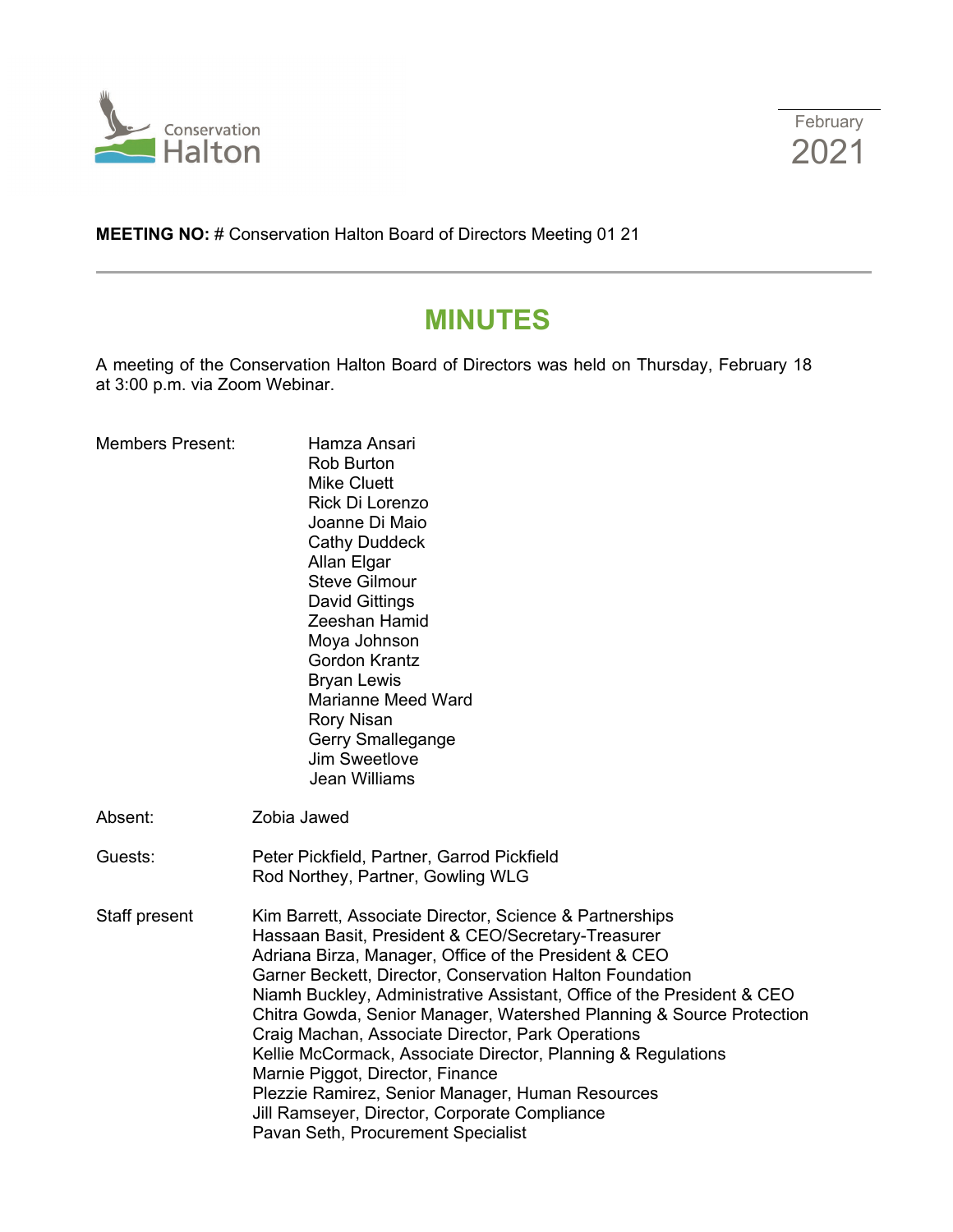Conservation Halton

February 2021

**MEETING NO:** # Conservation Halton Board of Directors Meeting 01 21

# MINUTES

A meeting of the Conservation Halton Board of Directors was held on Thursday, February 18 at 3:00 p.m. via Zoom Webinar.

Members Present:
Hamza Ansari
Rob Burton
Mike Cluett
Rick Di Lorenzo
Joanne Di Maio
Cathy Duddeck
Allan Elgar
Steve Gilmour
David Gittings
Zeeshan Hamid
Moya Johnson
Gordon Krantz
Bryan Lewis
Marianne Meed Ward
Rory Nisan
Gerry Smallegange
Jim Sweetlove
Jean Williams

Absent: Zobia Jawed

Guests:
Peter Pickfield, Partner, Garrod Pickfield
Rod Northey, Partner, Gowling WLG

Staff present
Kim Barrett, Associate Director, Science & Partnerships
Hassaan Basit, President & CEO/Secretary-Treasurer
Adriana Birza, Manager, Office of the President & CEO
Garner Beckett, Director, Conservation Halton Foundation
Niamh Buckley, Administrative Assistant, Office of the President & CEO
Chitra Gowda, Senior Manager, Watershed Planning & Source Protection
Craig Machan, Associate Director, Park Operations
Kellie McCormack, Associate Director, Planning & Regulations
Marnie Piggot, Director, Finance
Plezzie Ramirez, Senior Manager, Human Resources
Jill Ramseyer, Director, Corporate Compliance
Pavan Seth, Procurement Specialist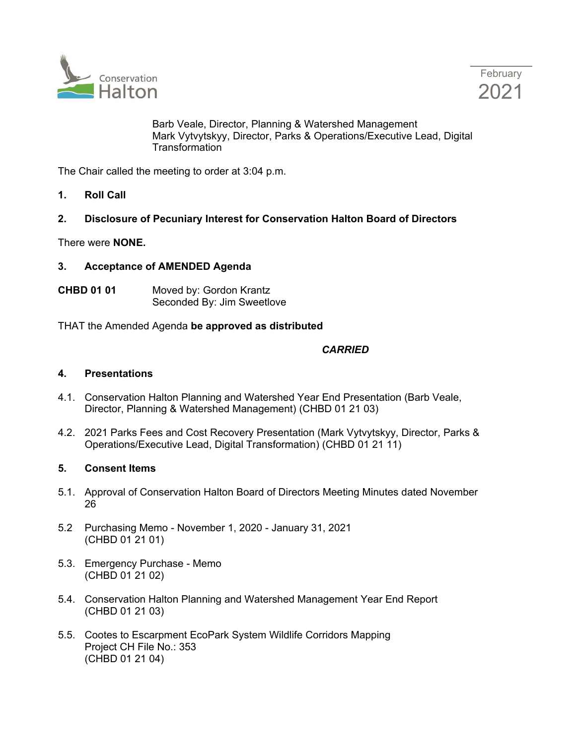Barb Veale, Director, Planning & Watershed Management
Mark Vytvytskyy, Director, Parks & Operations/Executive Lead, Digital Transformation

The Chair called the meeting to order at 3:04 p.m.

**1. Roll Call**

**2. Disclosure of Pecuniary Interest for Conservation Halton Board of Directors**

There were **NONE.**

**3. Acceptance of AMENDED Agenda**

**CHBD 01 01** Moved by: Gordon Krantz
Seconded By: Jim Sweetlove

THAT the Amended Agenda **be approved as distributed**

***CARRIED***

**4. Presentations**

4.1. Conservation Halton Planning and Watershed Year End Presentation (Barb Veale, Director, Planning & Watershed Management) (CHBD 01 21 03)

4.2. 2021 Parks Fees and Cost Recovery Presentation (Mark Vytvytskyy, Director, Parks & Operations/Executive Lead, Digital Transformation) (CHBD 01 21 11)

**5. Consent Items**

5.1. Approval of Conservation Halton Board of Directors Meeting Minutes dated November 26

5.2 Purchasing Memo - November 1, 2020 - January 31, 2021 (CHBD 01 21 01)

5.3. Emergency Purchase - Memo (CHBD 01 21 02)

5.4. Conservation Halton Planning and Watershed Management Year End Report (CHBD 01 21 03)

5.5. Cootes to Escarpment EcoPark System Wildlife Corridors Mapping Project CH File No.: 353 (CHBD 01 21 04)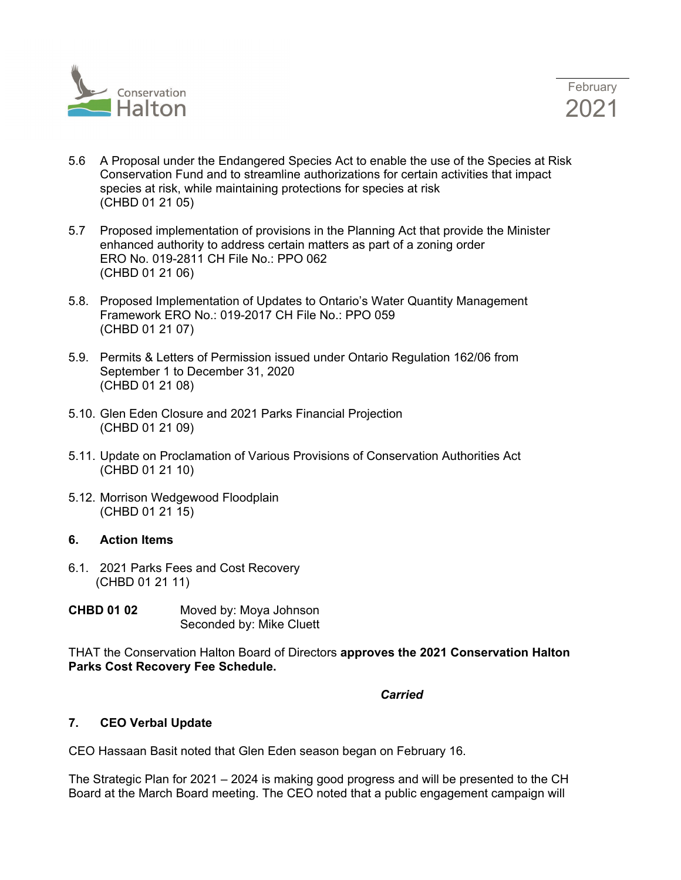5.6 A Proposal under the Endangered Species Act to enable the use of the Species at Risk Conservation Fund and to streamline authorizations for certain activities that impact species at risk, while maintaining protections for species at risk
(CHBD 01 21 05)

5.7 Proposed implementation of provisions in the Planning Act that provide the Minister enhanced authority to address certain matters as part of a zoning order
ERO No. 019-2811 CH File No.: PPO 062
(CHBD 01 21 06)

5.8. Proposed Implementation of Updates to Ontario's Water Quantity Management Framework ERO No.: 019-2017 CH File No.: PPO 059
(CHBD 01 21 07)

5.9. Permits & Letters of Permission issued under Ontario Regulation 162/06 from September 1 to December 31, 2020
(CHBD 01 21 08)

5.10. Glen Eden Closure and 2021 Parks Financial Projection
(CHBD 01 21 09)

5.11. Update on Proclamation of Various Provisions of Conservation Authorities Act
(CHBD 01 21 10)

5.12. Morrison Wedgewood Floodplain
(CHBD 01 21 15)

## 6. Action Items

6.1. 2021 Parks Fees and Cost Recovery
(CHBD 01 21 11)

**CHBD 01 02** Moved by: Moya Johnson
Seconded by: Mike Cluett

THAT the Conservation Halton Board of Directors **approves the 2021 Conservation Halton Parks Cost Recovery Fee Schedule.**

***Carried***

## 7. CEO Verbal Update

CEO Hassaan Basit noted that Glen Eden season began on February 16.

The Strategic Plan for 2021 – 2024 is making good progress and will be presented to the CH Board at the March Board meeting. The CEO noted that a public engagement campaign will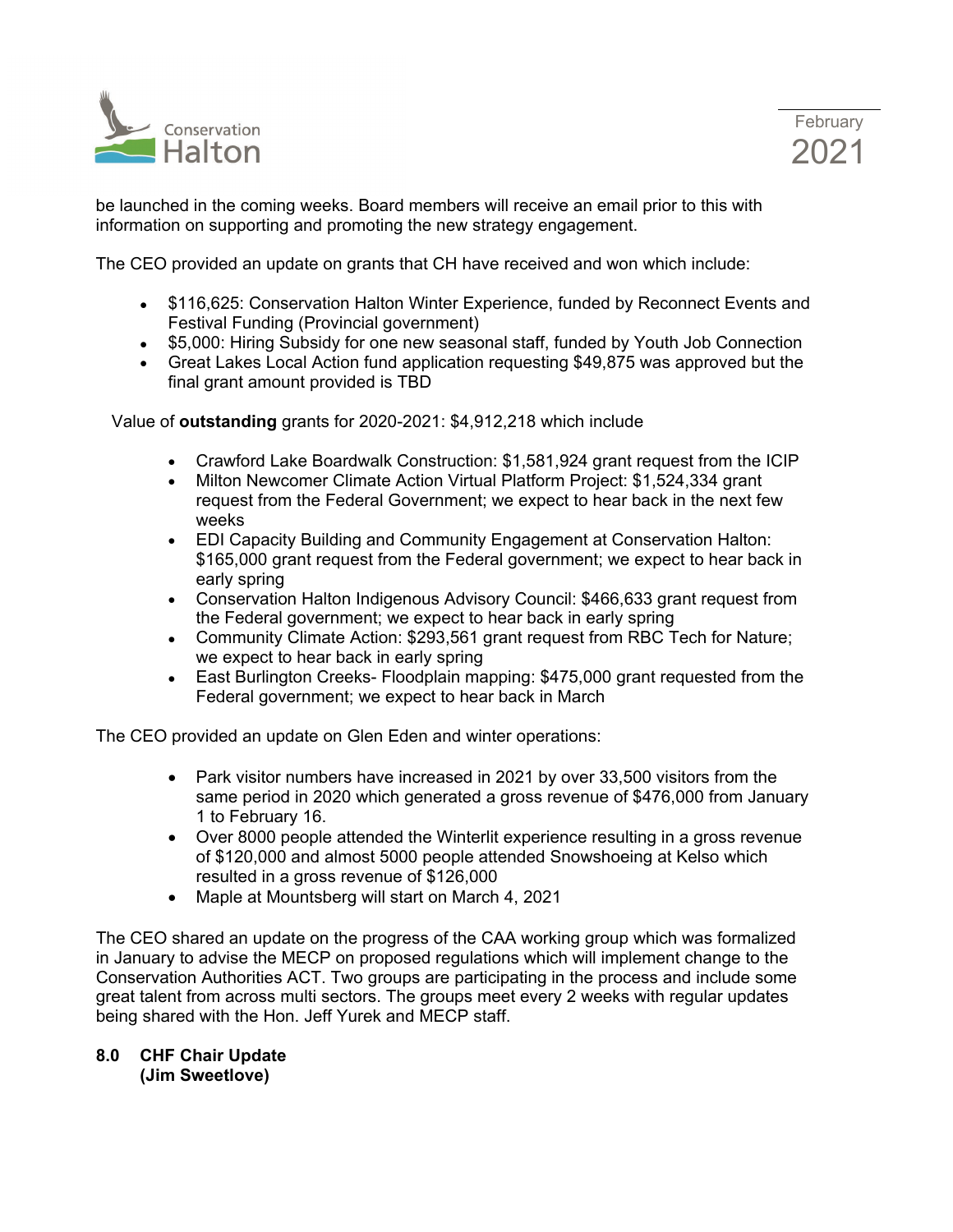be launched in the coming weeks. Board members will receive an email prior to this with information on supporting and promoting the new strategy engagement.

The CEO provided an update on grants that CH have received and won which include:

- $116,625: Conservation Halton Winter Experience, funded by Reconnect Events and Festival Funding (Provincial government)
- $5,000: Hiring Subsidy for one new seasonal staff, funded by Youth Job Connection
- Great Lakes Local Action fund application requesting $49,875 was approved but the final grant amount provided is TBD

Value of **outstanding** grants for 2020-2021: $4,912,218 which include

- Crawford Lake Boardwalk Construction: $1,581,924 grant request from the ICIP
- Milton Newcomer Climate Action Virtual Platform Project: $1,524,334 grant request from the Federal Government; we expect to hear back in the next few weeks
- EDI Capacity Building and Community Engagement at Conservation Halton: $165,000 grant request from the Federal government; we expect to hear back in early spring
- Conservation Halton Indigenous Advisory Council: $466,633 grant request from the Federal government; we expect to hear back in early spring
- Community Climate Action: $293,561 grant request from RBC Tech for Nature; we expect to hear back in early spring
- East Burlington Creeks- Floodplain mapping: $475,000 grant requested from the Federal government; we expect to hear back in March

The CEO provided an update on Glen Eden and winter operations:

- Park visitor numbers have increased in 2021 by over 33,500 visitors from the same period in 2020 which generated a gross revenue of $476,000 from January 1 to February 16.
- Over 8000 people attended the Winterlit experience resulting in a gross revenue of $120,000 and almost 5000 people attended Snowshoeing at Kelso which resulted in a gross revenue of $126,000
- Maple at Mountsberg will start on March 4, 2021

The CEO shared an update on the progress of the CAA working group which was formalized in January to advise the MECP on proposed regulations which will implement change to the Conservation Authorities ACT. Two groups are participating in the process and include some great talent from across multi sectors. The groups meet every 2 weeks with regular updates being shared with the Hon. Jeff Yurek and MECP staff.

## 8.0 CHF Chair Update (Jim Sweetlove)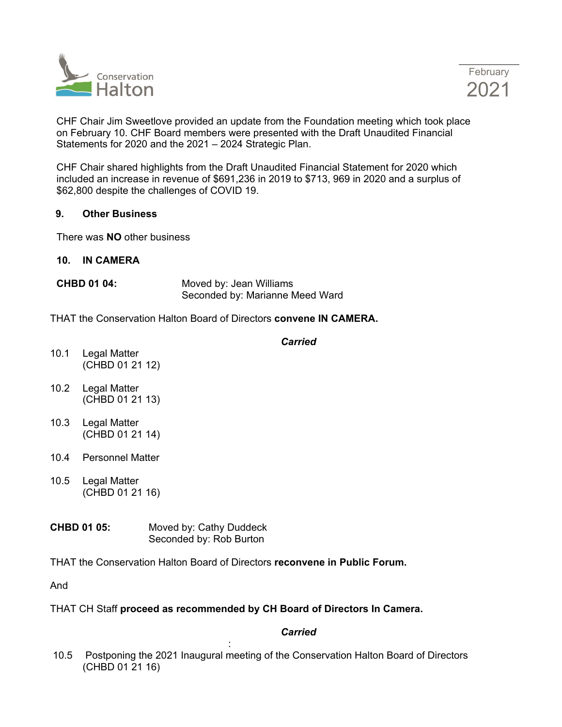CHF Chair Jim Sweetlove provided an update from the Foundation meeting which took place on February 10. CHF Board members were presented with the Draft Unaudited Financial Statements for 2020 and the 2021 – 2024 Strategic Plan.

CHF Chair shared highlights from the Draft Unaudited Financial Statement for 2020 which included an increase in revenue of $691,236 in 2019 to $713, 969 in 2020 and a surplus of $62,800 despite the challenges of COVID 19.

## 9. Other Business

There was **NO** other business

## 10. IN CAMERA

**CHBD 01 04:** Moved by: Jean Williams
Seconded by: Marianne Meed Ward

THAT the Conservation Halton Board of Directors **convene IN CAMERA.**

***Carried***

10.1 Legal Matter
(CHBD 01 21 12)

10.2 Legal Matter
(CHBD 01 21 13)

10.3 Legal Matter
(CHBD 01 21 14)

10.4 Personnel Matter

10.5 Legal Matter
(CHBD 01 21 16)

**CHBD 01 05:** Moved by: Cathy Duddeck
Seconded by: Rob Burton

THAT the Conservation Halton Board of Directors **reconvene in Public Forum.**

And

THAT CH Staff **proceed as recommended by CH Board of Directors In Camera.**

***Carried***

:

10.5 Postponing the 2021 Inaugural meeting of the Conservation Halton Board of Directors (CHBD 01 21 16)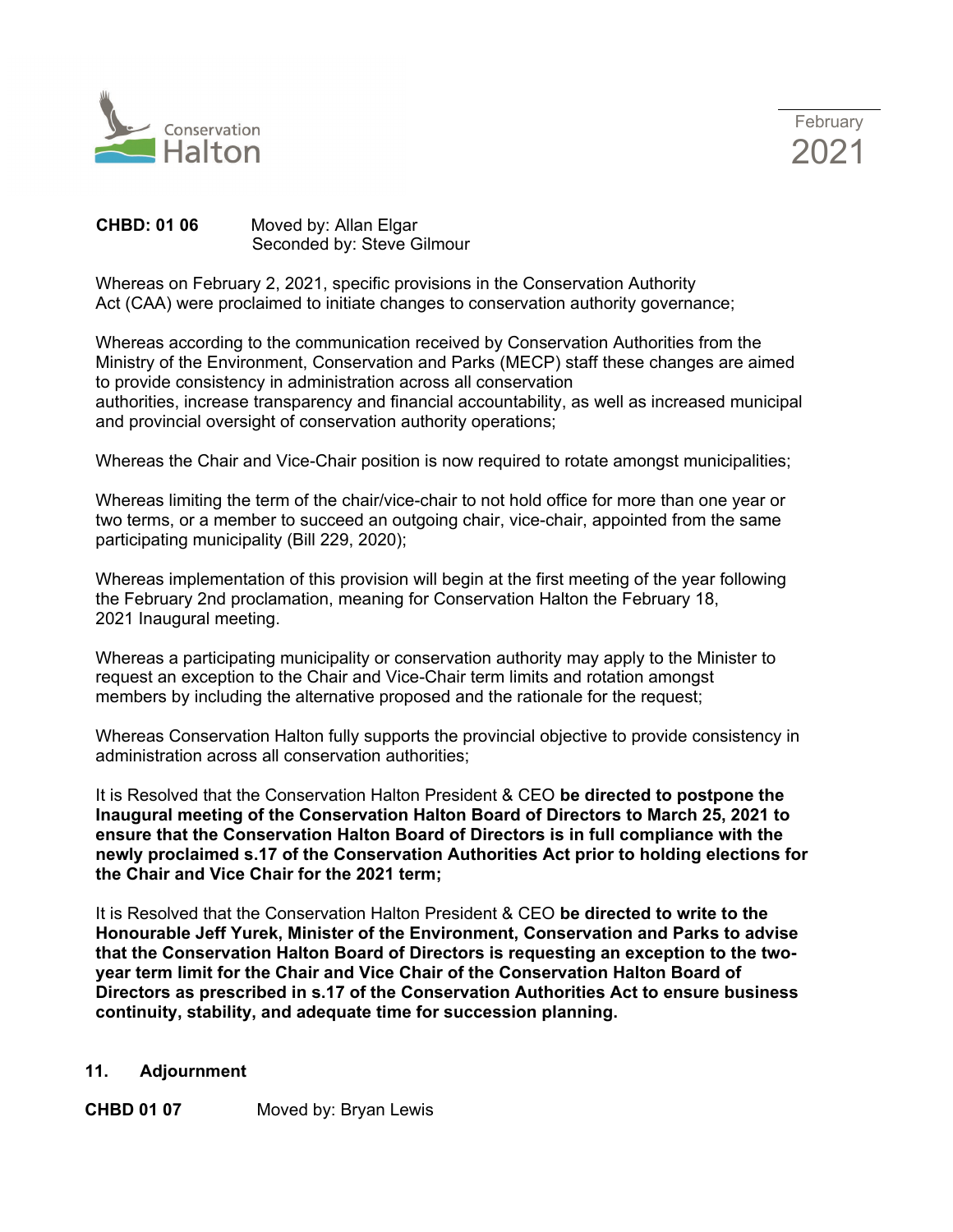**CHBD: 01 06** Moved by: Allan Elgar
Seconded by: Steve Gilmour

Whereas on February 2, 2021, specific provisions in the Conservation Authority Act (CAA) were proclaimed to initiate changes to conservation authority governance;

Whereas according to the communication received by Conservation Authorities from the Ministry of the Environment, Conservation and Parks (MECP) staff these changes are aimed to provide consistency in administration across all conservation authorities, increase transparency and financial accountability, as well as increased municipal and provincial oversight of conservation authority operations;

Whereas the Chair and Vice-Chair position is now required to rotate amongst municipalities;

Whereas limiting the term of the chair/vice-chair to not hold office for more than one year or two terms, or a member to succeed an outgoing chair, vice-chair, appointed from the same participating municipality (Bill 229, 2020);

Whereas implementation of this provision will begin at the first meeting of the year following the February 2nd proclamation, meaning for Conservation Halton the February 18, 2021 Inaugural meeting.

Whereas a participating municipality or conservation authority may apply to the Minister to request an exception to the Chair and Vice-Chair term limits and rotation amongst members by including the alternative proposed and the rationale for the request;

Whereas Conservation Halton fully supports the provincial objective to provide consistency in administration across all conservation authorities;

It is Resolved that the Conservation Halton President & CEO **be directed to postpone the Inaugural meeting of the Conservation Halton Board of Directors to March 25, 2021 to ensure that the Conservation Halton Board of Directors is in full compliance with the newly proclaimed s.17 of the Conservation Authorities Act prior to holding elections for the Chair and Vice Chair for the 2021 term;**

It is Resolved that the Conservation Halton President & CEO **be directed to write to the Honourable Jeff Yurek, Minister of the Environment, Conservation and Parks to advise that the Conservation Halton Board of Directors is requesting an exception to the two-year term limit for the Chair and Vice Chair of the Conservation Halton Board of Directors as prescribed in s.17 of the Conservation Authorities Act to ensure business continuity, stability, and adequate time for succession planning.**

## 11. Adjournment

**CHBD 01 07** Moved by: Bryan Lewis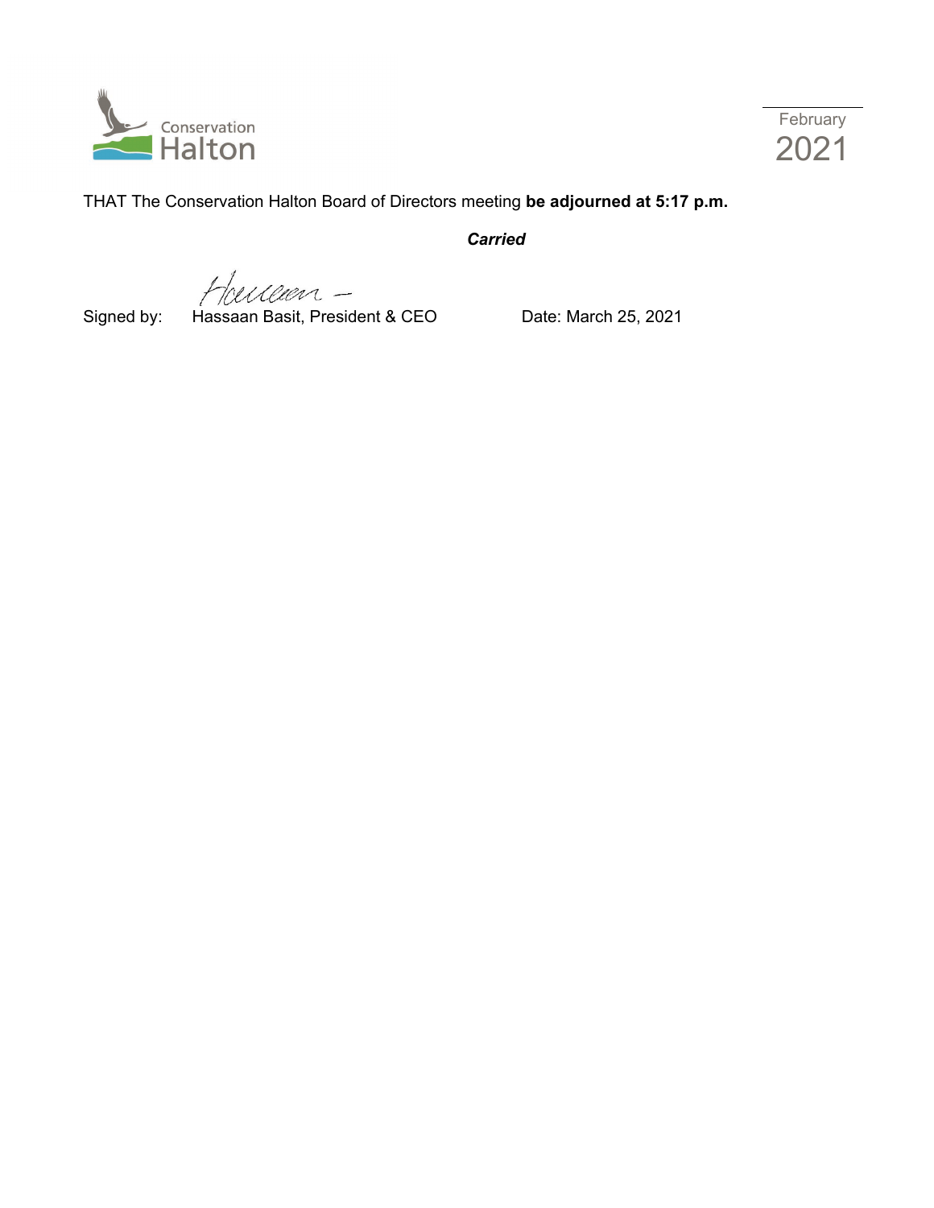THAT The Conservation Halton Board of Directors meeting **be adjourned at 5:17 p.m.**

***Carried***

Signed by: Hassaan Basit, President & CEO Date: March 25, 2021